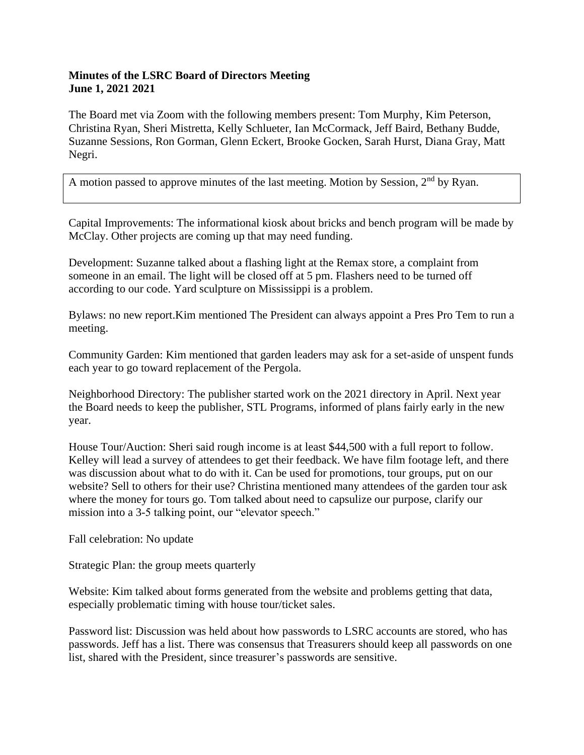**Minutes of the LSRC Board of Directors Meeting**
**June 1, 2021 2021**

The Board met via Zoom with the following members present: Tom Murphy, Kim Peterson, Christina Ryan, Sheri Mistretta, Kelly Schlueter, Ian McCormack, Jeff Baird, Bethany Budde, Suzanne Sessions, Ron Gorman, Glenn Eckert, Brooke Gocken, Sarah Hurst, Diana Gray, Matt Negri.

A motion passed to approve minutes of the last meeting. Motion by Session, 2nd by Ryan.

Capital Improvements: The informational kiosk about bricks and bench program will be made by McClay. Other projects are coming up that may need funding.

Development: Suzanne talked about a flashing light at the Remax store, a complaint from someone in an email. The light will be closed off at 5 pm. Flashers need to be turned off according to our code. Yard sculpture on Mississippi is a problem.

Bylaws: no new report.Kim mentioned The President can always appoint a Pres Pro Tem to run a meeting.

Community Garden: Kim mentioned that garden leaders may ask for a set-aside of unspent funds each year to go toward replacement of the Pergola.

Neighborhood Directory: The publisher started work on the 2021 directory in April. Next year the Board needs to keep the publisher, STL Programs, informed of plans fairly early in the new year.

House Tour/Auction: Sheri said rough income is at least $44,500 with a full report to follow. Kelley will lead a survey of attendees to get their feedback. We have film footage left, and there was discussion about what to do with it. Can be used for promotions, tour groups, put on our website? Sell to others for their use? Christina mentioned many attendees of the garden tour ask where the money for tours go. Tom talked about need to capsulize our purpose, clarify our mission into a 3-5 talking point, our "elevator speech."

Fall celebration: No update

Strategic Plan: the group meets quarterly

Website: Kim talked about forms generated from the website and problems getting that data, especially problematic timing with house tour/ticket sales.

Password list: Discussion was held about how passwords to LSRC accounts are stored, who has passwords. Jeff has a list. There was consensus that Treasurers should keep all passwords on one list, shared with the President, since treasurer's passwords are sensitive.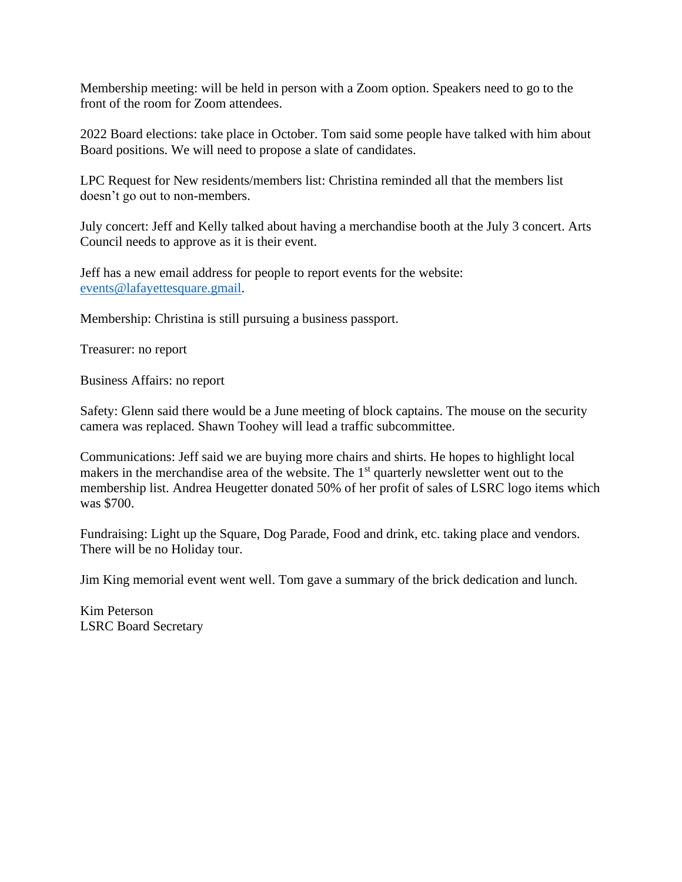Membership meeting: will be held in person with a Zoom option. Speakers need to go to the front of the room for Zoom attendees.

2022 Board elections: take place in October. Tom said some people have talked with him about Board positions. We will need to propose a slate of candidates.

LPC Request for New residents/members list: Christina reminded all that the members list doesn't go out to non-members.

July concert: Jeff and Kelly talked about having a merchandise booth at the July 3 concert. Arts Council needs to approve as it is their event.

Jeff has a new email address for people to report events for the website: [events@lafayettesquare.gmail](mailto:events@lafayettesquare.gmail).

Membership: Christina is still pursuing a business passport.

Treasurer: no report

Business Affairs: no report

Safety: Glenn said there would be a June meeting of block captains. The mouse on the security camera was replaced. Shawn Toohey will lead a traffic subcommittee.

Communications: Jeff said we are buying more chairs and shirts. He hopes to highlight local makers in the merchandise area of the website. The 1st quarterly newsletter went out to the membership list. Andrea Heugetter donated 50% of her profit of sales of LSRC logo items which was $700.

Fundraising: Light up the Square, Dog Parade, Food and drink, etc. taking place and vendors. There will be no Holiday tour.

Jim King memorial event went well. Tom gave a summary of the brick dedication and lunch.

Kim Peterson
LSRC Board Secretary